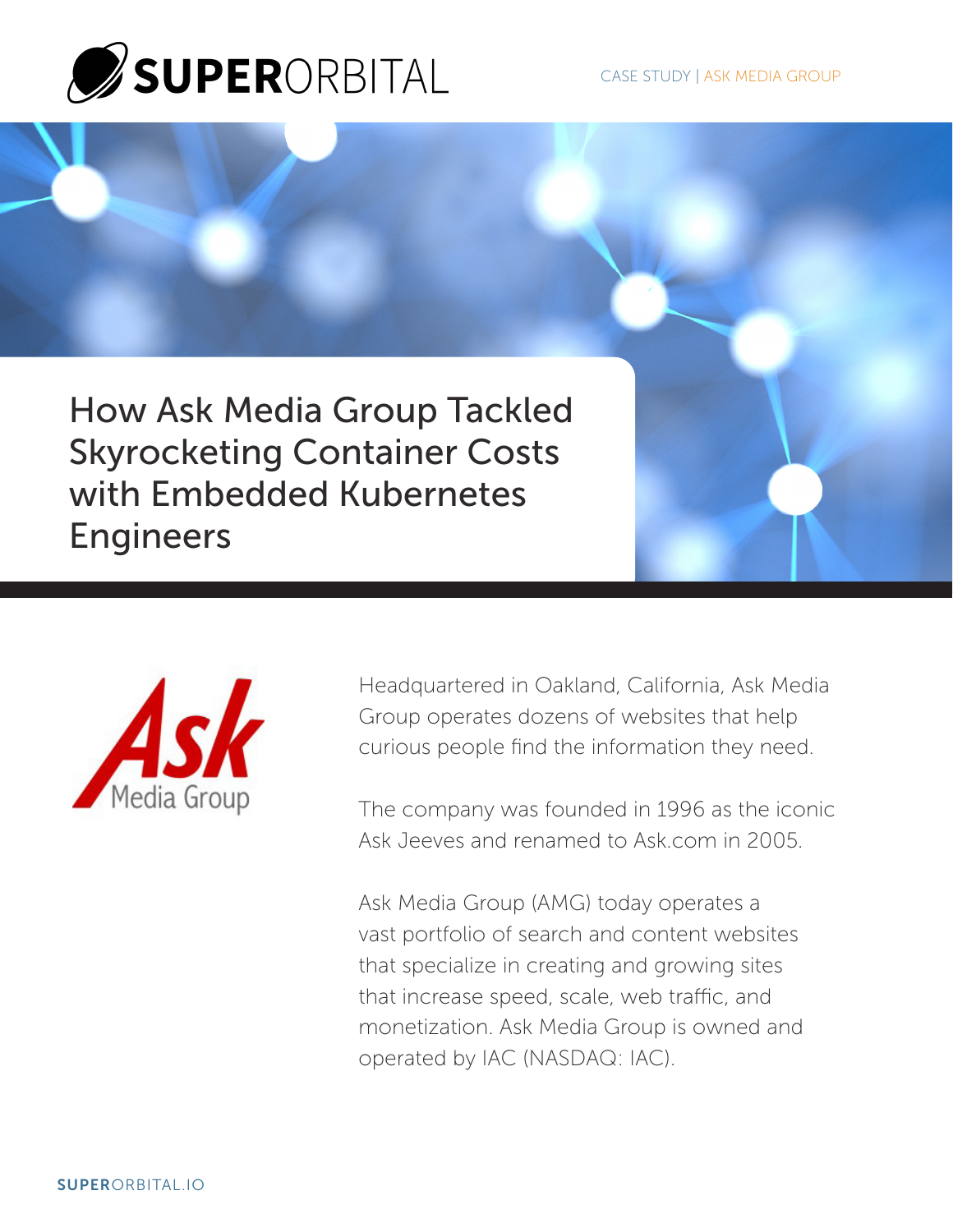SUPERORBITAL

CASE STUDY | ASK MEDIA GROUP

# How Ask Media Group Tackled Skyrocketing Container Costs with Embedded Kubernetes Engineers

Headquartered in Oakland, California, Ask Media Group operates dozens of websites that help curious people find the information they need.

The company was founded in 1996 as the iconic Ask Jeeves and renamed to Ask.com in 2005.

Ask Media Group (AMG) today operates a vast portfolio of search and content websites that specialize in creating and growing sites that increase speed, scale, web traffic, and monetization. Ask Media Group is owned and operated by IAC (NASDAQ: IAC).

SUPERORBITAL.IO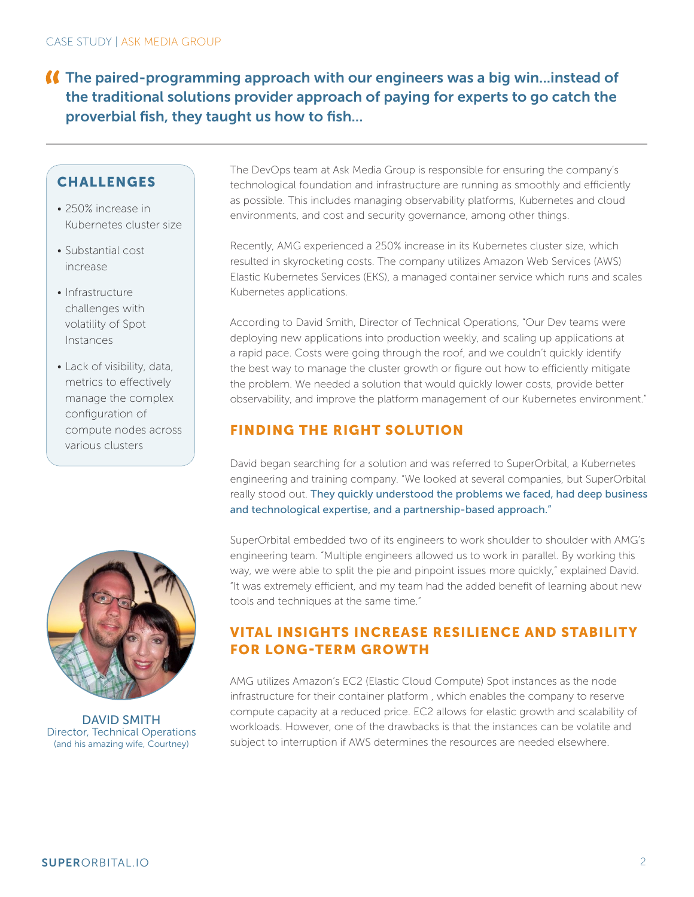> The paired-programming approach with our engineers was a big win...instead of the traditional solutions provider approach of paying for experts to go catch the proverbial fish, they taught us how to fish...

## CHALLENGES

- 250% increase in Kubernetes cluster size
- Substantial cost increase
- Infrastructure challenges with volatility of Spot Instances
- Lack of visibility, data, metrics to effectively manage the complex configuration of compute nodes across various clusters

DAVID SMITH
Director, Technical Operations
(and his amazing wife, Courtney)

The DevOps team at Ask Media Group is responsible for ensuring the company's technological foundation and infrastructure are running as smoothly and efficiently as possible. This includes managing observability platforms, Kubernetes and cloud environments, and cost and security governance, among other things.

Recently, AMG experienced a 250% increase in its Kubernetes cluster size, which resulted in skyrocketing costs. The company utilizes Amazon Web Services (AWS) Elastic Kubernetes Services (EKS), a managed container service which runs and scales Kubernetes applications.

According to David Smith, Director of Technical Operations, "Our Dev teams were deploying new applications into production weekly, and scaling up applications at a rapid pace. Costs were going through the roof, and we couldn't quickly identify the best way to manage the cluster growth or figure out how to efficiently mitigate the problem. We needed a solution that would quickly lower costs, provide better observability, and improve the platform management of our Kubernetes environment."

## FINDING THE RIGHT SOLUTION

David began searching for a solution and was referred to SuperOrbital, a Kubernetes engineering and training company. "We looked at several companies, but SuperOrbital really stood out. They quickly understood the problems we faced, had deep business and technological expertise, and a partnership-based approach."

SuperOrbital embedded two of its engineers to work shoulder to shoulder with AMG's engineering team. "Multiple engineers allowed us to work in parallel. By working this way, we were able to split the pie and pinpoint issues more quickly," explained David. "It was extremely efficient, and my team had the added benefit of learning about new tools and techniques at the same time."

## VITAL INSIGHTS INCREASE RESILIENCE AND STABILITY FOR LONG-TERM GROWTH

AMG utilizes Amazon's EC2 (Elastic Cloud Compute) Spot instances as the node infrastructure for their container platform , which enables the company to reserve compute capacity at a reduced price. EC2 allows for elastic growth and scalability of workloads. However, one of the drawbacks is that the instances can be volatile and subject to interruption if AWS determines the resources are needed elsewhere.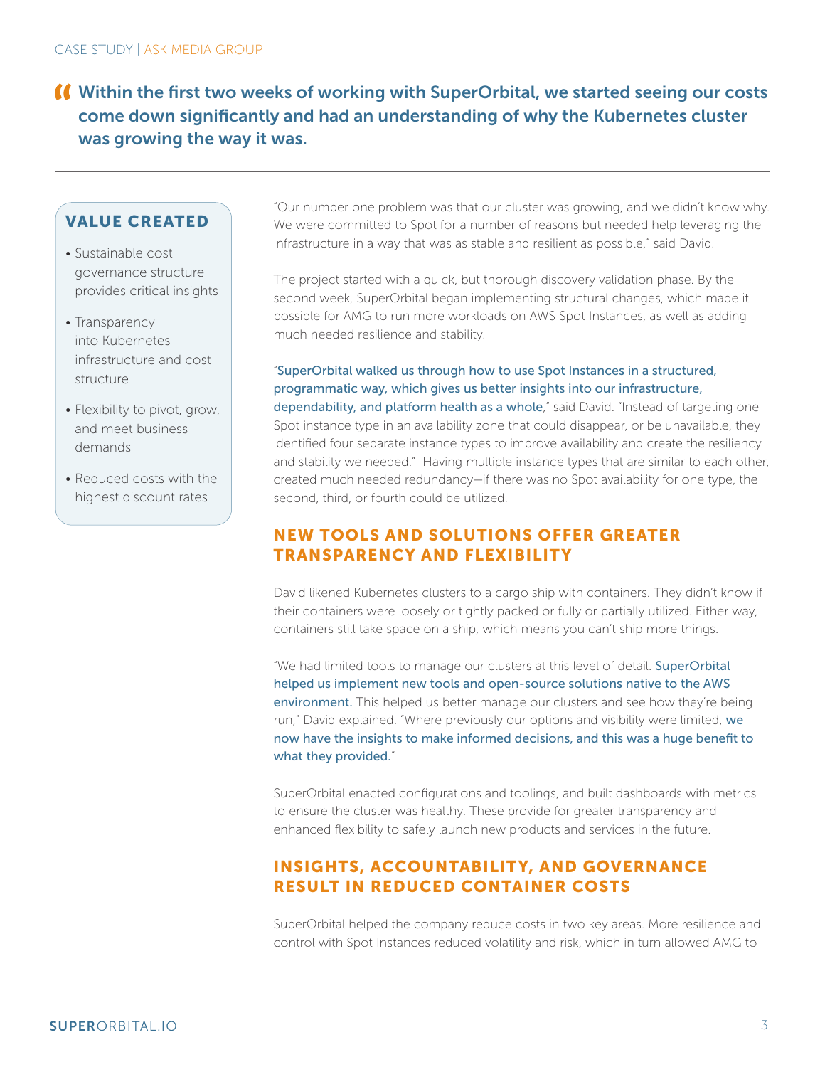> Within the first two weeks of working with SuperOrbital, we started seeing our costs come down significantly and had an understanding of why the Kubernetes cluster was growing the way it was.

---

### VALUE CREATED

- Sustainable cost governance structure provides critical insights
- Transparency into Kubernetes infrastructure and cost structure
- Flexibility to pivot, grow, and meet business demands
- Reduced costs with the highest discount rates

"Our number one problem was that our cluster was growing, and we didn't know why. We were committed to Spot for a number of reasons but needed help leveraging the infrastructure in a way that was as stable and resilient as possible," said David.

The project started with a quick, but thorough discovery validation phase. By the second week, SuperOrbital began implementing structural changes, which made it possible for AMG to run more workloads on AWS Spot Instances, as well as adding much needed resilience and stability.

"SuperOrbital walked us through how to use Spot Instances in a structured, programmatic way, which gives us better insights into our infrastructure, dependability, and platform health as a whole," said David. "Instead of targeting one Spot instance type in an availability zone that could disappear, or be unavailable, they identified four separate instance types to improve availability and create the resiliency and stability we needed." Having multiple instance types that are similar to each other, created much needed redundancy—if there was no Spot availability for one type, the second, third, or fourth could be utilized.

## NEW TOOLS AND SOLUTIONS OFFER GREATER TRANSPARENCY AND FLEXIBILITY

David likened Kubernetes clusters to a cargo ship with containers. They didn't know if their containers were loosely or tightly packed or fully or partially utilized. Either way, containers still take space on a ship, which means you can't ship more things.

"We had limited tools to manage our clusters at this level of detail. SuperOrbital helped us implement new tools and open-source solutions native to the AWS environment. This helped us better manage our clusters and see how they're being run," David explained. "Where previously our options and visibility were limited, we now have the insights to make informed decisions, and this was a huge benefit to what they provided."

SuperOrbital enacted configurations and toolings, and built dashboards with metrics to ensure the cluster was healthy. These provide for greater transparency and enhanced flexibility to safely launch new products and services in the future.

## INSIGHTS, ACCOUNTABILITY, AND GOVERNANCE RESULT IN REDUCED CONTAINER COSTS

SuperOrbital helped the company reduce costs in two key areas. More resilience and control with Spot Instances reduced volatility and risk, which in turn allowed AMG to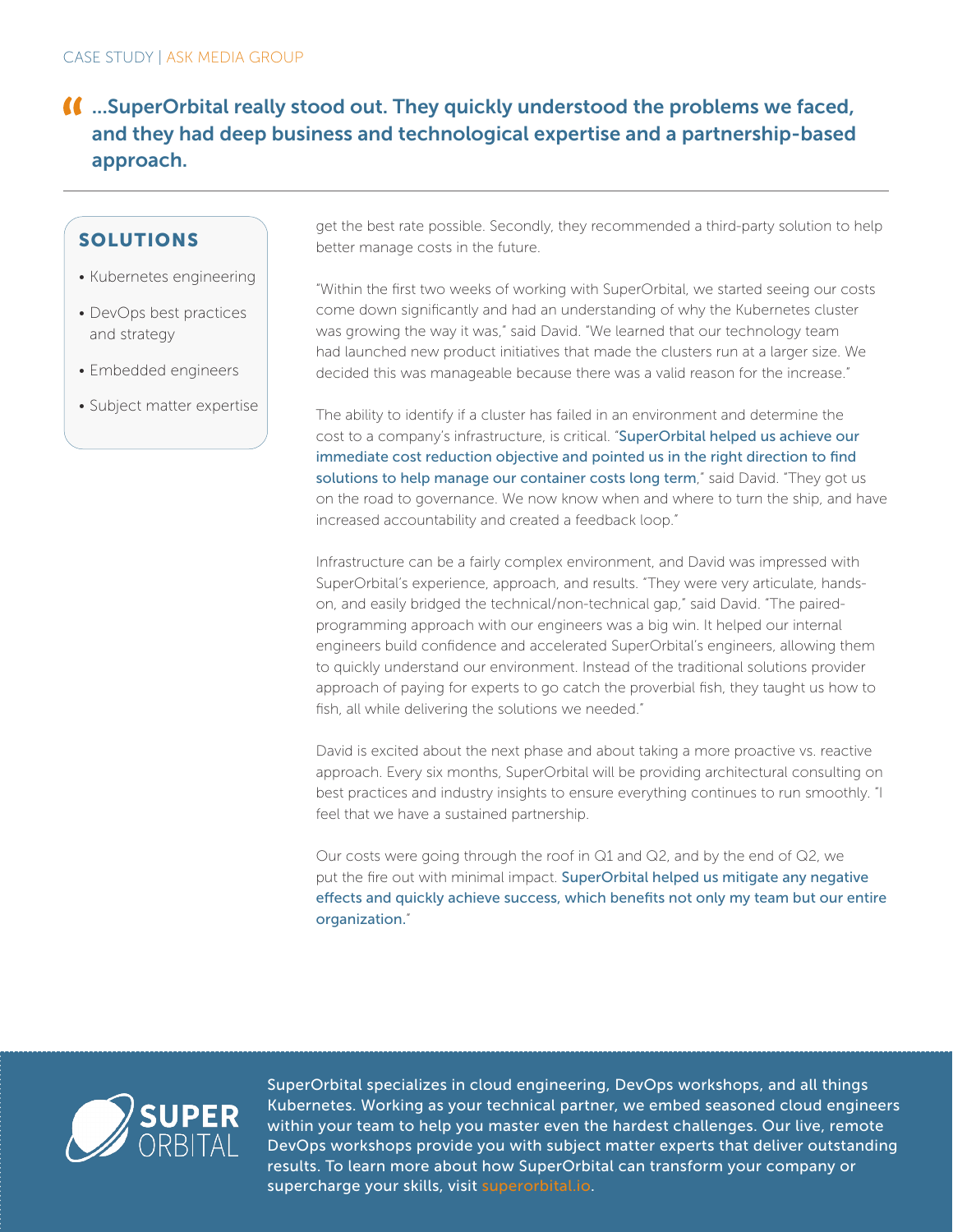> ...SuperOrbital really stood out. They quickly understood the problems we faced, and they had deep business and technological expertise and a partnership-based approach.

## SOLUTIONS

- Kubernetes engineering
- DevOps best practices and strategy
- Embedded engineers
- Subject matter expertise

get the best rate possible. Secondly, they recommended a third-party solution to help better manage costs in the future.

"Within the first two weeks of working with SuperOrbital, we started seeing our costs come down significantly and had an understanding of why the Kubernetes cluster was growing the way it was," said David. "We learned that our technology team had launched new product initiatives that made the clusters run at a larger size. We decided this was manageable because there was a valid reason for the increase."

The ability to identify if a cluster has failed in an environment and determine the cost to a company's infrastructure, is critical. "SuperOrbital helped us achieve our immediate cost reduction objective and pointed us in the right direction to find solutions to help manage our container costs long term," said David. "They got us on the road to governance. We now know when and where to turn the ship, and have increased accountability and created a feedback loop."

Infrastructure can be a fairly complex environment, and David was impressed with SuperOrbital's experience, approach, and results. "They were very articulate, hands-on, and easily bridged the technical/non-technical gap," said David. "The paired-programming approach with our engineers was a big win. It helped our internal engineers build confidence and accelerated SuperOrbital's engineers, allowing them to quickly understand our environment. Instead of the traditional solutions provider approach of paying for experts to go catch the proverbial fish, they taught us how to fish, all while delivering the solutions we needed."

David is excited about the next phase and about taking a more proactive vs. reactive approach. Every six months, SuperOrbital will be providing architectural consulting on best practices and industry insights to ensure everything continues to run smoothly. "I feel that we have a sustained partnership.

Our costs were going through the roof in Q1 and Q2, and by the end of Q2, we put the fire out with minimal impact. SuperOrbital helped us mitigate any negative effects and quickly achieve success, which benefits not only my team but our entire organization."

SuperOrbital specializes in cloud engineering, DevOps workshops, and all things Kubernetes. Working as your technical partner, we embed seasoned cloud engineers within your team to help you master even the hardest challenges. Our live, remote DevOps workshops provide you with subject matter experts that deliver outstanding results. To learn more about how SuperOrbital can transform your company or supercharge your skills, visit superorbital.io.